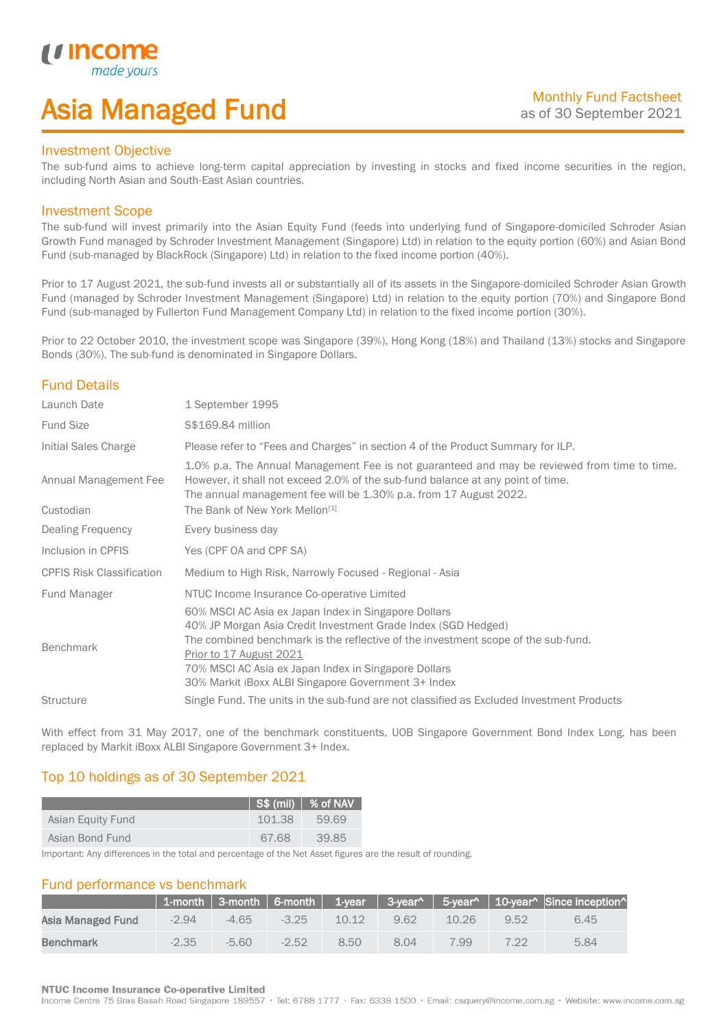# Asia Managed Fund

Monthly Fund Factsheet
as of 30 September 2021

## Investment Objective

The sub-fund aims to achieve long-term capital appreciation by investing in stocks and fixed income securities in the region, including North Asian and South-East Asian countries.

## Investment Scope

The sub-fund will invest primarily into the Asian Equity Fund (feeds into underlying fund of Singapore-domiciled Schroder Asian Growth Fund managed by Schroder Investment Management (Singapore) Ltd) in relation to the equity portion (60%) and Asian Bond Fund (sub-managed by BlackRock (Singapore) Ltd) in relation to the fixed income portion (40%).

Prior to 17 August 2021, the sub-fund invests all or substantially all of its assets in the Singapore-domiciled Schroder Asian Growth Fund (managed by Schroder Investment Management (Singapore) Ltd) in relation to the equity portion (70%) and Singapore Bond Fund (sub-managed by Fullerton Fund Management Company Ltd) in relation to the fixed income portion (30%).

Prior to 22 October 2010, the investment scope was Singapore (39%), Hong Kong (18%) and Thailand (13%) stocks and Singapore Bonds (30%). The sub-fund is denominated in Singapore Dollars.

## Fund Details

| | |
|---|---|
| Launch Date | 1 September 1995 |
| Fund Size | S$169.84 million |
| Initial Sales Charge | Please refer to “Fees and Charges” in section 4 of the Product Summary for ILP. |
| Annual Management Fee | 1.0% p.a. The Annual Management Fee is not guaranteed and may be reviewed from time to time. However, it shall not exceed 2.0% of the sub-fund balance at any point of time. The annual management fee will be 1.30% p.a. from 17 August 2022. |
| Custodian | The Bank of New York Mellon[1] |
| Dealing Frequency | Every business day |
| Inclusion in CPFIS | Yes (CPF OA and CPF SA) |
| CPFIS Risk Classification | Medium to High Risk, Narrowly Focused - Regional - Asia |
| Fund Manager | NTUC Income Insurance Co-operative Limited |
| Benchmark | 60% MSCI AC Asia ex Japan Index in Singapore Dollars<br>40% JP Morgan Asia Credit Investment Grade Index (SGD Hedged)<br>The combined benchmark is the reflective of the investment scope of the sub-fund.<br>Prior to 17 August 2021<br>70% MSCI AC Asia ex Japan Index in Singapore Dollars<br>30% Markit iBoxx ALBI Singapore Government 3+ Index |
| Structure | Single Fund. The units in the sub-fund are not classified as Excluded Investment Products |

With effect from 31 May 2017, one of the benchmark constituents, UOB Singapore Government Bond Index Long, has been replaced by Markit iBoxx ALBI Singapore Government 3+ Index.

## Top 10 holdings as of 30 September 2021

| | S$ (mil) | % of NAV |
|---|---|---|
| Asian Equity Fund | 101.38 | 59.69 |
| Asian Bond Fund | 67.68 | 39.85 |

Important: Any differences in the total and percentage of the Net Asset figures are the result of rounding.

## Fund performance vs benchmark

| | 1-month | 3-month | 6-month | 1-year | 3-year^ | 5-year^ | 10-year^ | Since inception^ |
|---|---|---|---|---|---|---|---|---|
| **Asia Managed Fund** | -2.94 | -4.65 | -3.25 | 10.12 | 9.62 | 10.26 | 9.52 | 6.45 |
| **Benchmark** | -2.35 | -5.60 | -2.52 | 8.50 | 8.04 | 7.99 | 7.22 | 5.84 |

**NTUC Income Insurance Co-operative Limited**
Income Centre 75 Bras Basah Road Singapore 189557 • Tel: 6788 1777 • Fax: 6338 1500 • Email: csquery@income.com.sg • Website: www.income.com.sg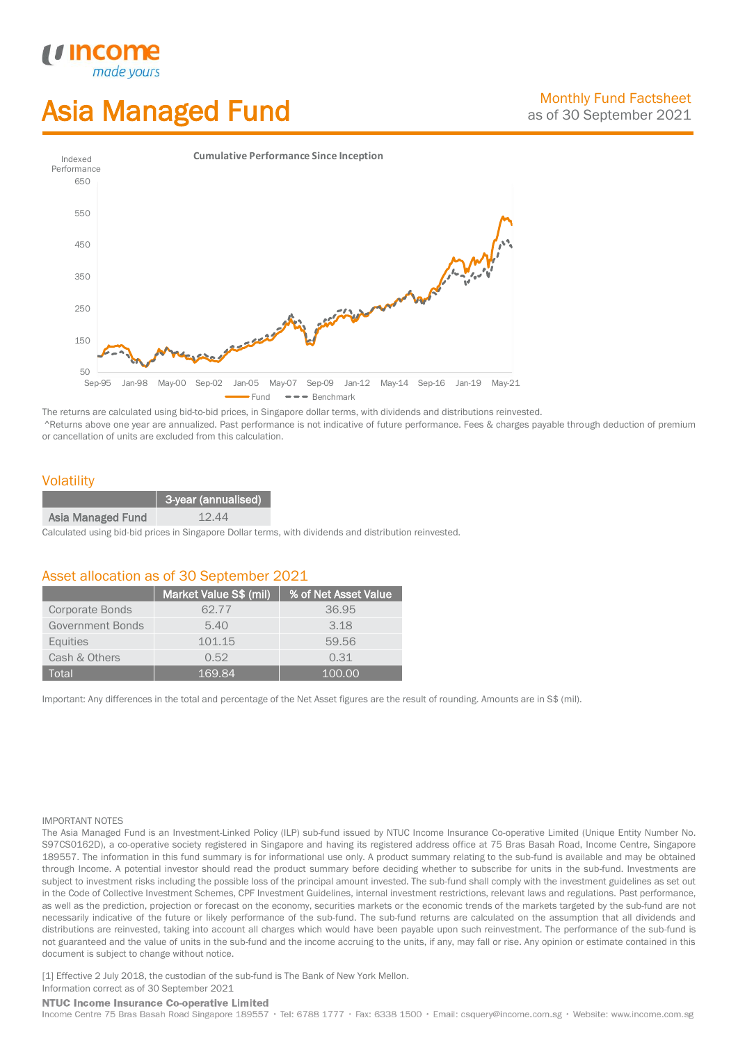# Asia Managed Fund

Monthly Fund Factsheet
as of 30 September 2021

Cumulative Performance Since Inception

Indexed Performance

650
550
450
350
250
150
50

Sep-95 Jan-98 May-00 Sep-02 Jan-05 May-07 Sep-09 Jan-12 May-14 Sep-16 Jan-19 May-21

Fund Benchmark

The returns are calculated using bid-to-bid prices, in Singapore dollar terms, with dividends and distributions reinvested.
^Returns above one year are annualized. Past performance is not indicative of future performance. Fees & charges payable through deduction of premium or cancellation of units are excluded from this calculation.

## Volatility

| | 3-year (annualised) |
|---|---|
| Asia Managed Fund | 12.44 |

Calculated using bid-bid prices in Singapore Dollar terms, with dividends and distribution reinvested.

## Asset allocation as of 30 September 2021

| | Market Value S$ (mil) | % of Net Asset Value |
|---|---|---|
| Corporate Bonds | 62.77 | 36.95 |
| Government Bonds | 5.40 | 3.18 |
| Equities | 101.15 | 59.56 |
| Cash & Others | 0.52 | 0.31 |
| Total | 169.84 | 100.00 |

Important: Any differences in the total and percentage of the Net Asset figures are the result of rounding. Amounts are in S$ (mil).

IMPORTANT NOTES

The Asia Managed Fund is an Investment-Linked Policy (ILP) sub-fund issued by NTUC Income Insurance Co-operative Limited (Unique Entity Number No. S97CS0162D), a co-operative society registered in Singapore and having its registered address office at 75 Bras Basah Road, Income Centre, Singapore 189557. The information in this fund summary is for informational use only. A product summary relating to the sub-fund is available and may be obtained through Income. A potential investor should read the product summary before deciding whether to subscribe for units in the sub-fund. Investments are subject to investment risks including the possible loss of the principal amount invested. The sub-fund shall comply with the investment guidelines as set out in the Code of Collective Investment Schemes, CPF Investment Guidelines, internal investment restrictions, relevant laws and regulations. Past performance, as well as the prediction, projection or forecast on the economy, securities markets or the economic trends of the markets targeted by the sub-fund are not necessarily indicative of the future or likely performance of the sub-fund. The sub-fund returns are calculated on the assumption that all dividends and distributions are reinvested, taking into account all charges which would have been payable upon such reinvestment. The performance of the sub-fund is not guaranteed and the value of units in the sub-fund and the income accruing to the units, if any, may fall or rise. Any opinion or estimate contained in this document is subject to change without notice.

[1] Effective 2 July 2018, the custodian of the sub-fund is The Bank of New York Mellon.
Information correct as of 30 September 2021

**NTUC Income Insurance Co-operative Limited**
Income Centre 75 Bras Basah Road Singapore 189557 · Tel: 6788 1777 · Fax: 6338 1500 · Email: csquery@income.com.sg · Website: www.income.com.sg